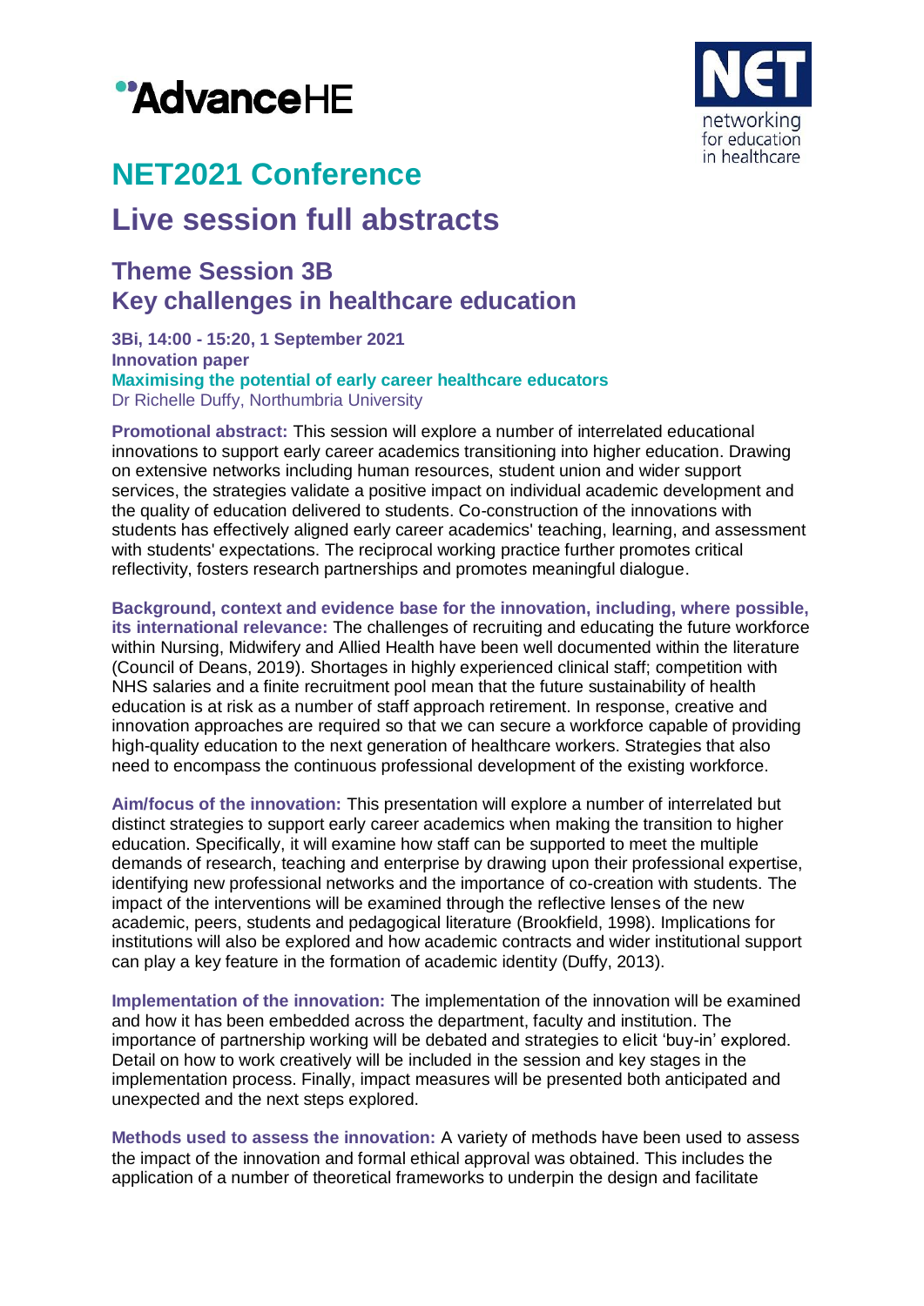# NET2021 Conference

# Live session full abstracts

## Theme Session 3B
## Key challenges in healthcare education

**3Bi, 14:00 - 15:20, 1 September 2021**
**Innovation paper**
**Maximising the potential of early career healthcare educators**
Dr Richelle Duffy, Northumbria University

**Promotional abstract:** This session will explore a number of interrelated educational innovations to support early career academics transitioning into higher education. Drawing on extensive networks including human resources, student union and wider support services, the strategies validate a positive impact on individual academic development and the quality of education delivered to students. Co-construction of the innovations with students has effectively aligned early career academics' teaching, learning, and assessment with students' expectations. The reciprocal working practice further promotes critical reflectivity, fosters research partnerships and promotes meaningful dialogue.

**Background, context and evidence base for the innovation, including, where possible, its international relevance:** The challenges of recruiting and educating the future workforce within Nursing, Midwifery and Allied Health have been well documented within the literature (Council of Deans, 2019). Shortages in highly experienced clinical staff; competition with NHS salaries and a finite recruitment pool mean that the future sustainability of health education is at risk as a number of staff approach retirement. In response, creative and innovation approaches are required so that we can secure a workforce capable of providing high-quality education to the next generation of healthcare workers. Strategies that also need to encompass the continuous professional development of the existing workforce.

**Aim/focus of the innovation:** This presentation will explore a number of interrelated but distinct strategies to support early career academics when making the transition to higher education. Specifically, it will examine how staff can be supported to meet the multiple demands of research, teaching and enterprise by drawing upon their professional expertise, identifying new professional networks and the importance of co-creation with students. The impact of the interventions will be examined through the reflective lenses of the new academic, peers, students and pedagogical literature (Brookfield, 1998). Implications for institutions will also be explored and how academic contracts and wider institutional support can play a key feature in the formation of academic identity (Duffy, 2013).

**Implementation of the innovation:** The implementation of the innovation will be examined and how it has been embedded across the department, faculty and institution. The importance of partnership working will be debated and strategies to elicit 'buy-in' explored. Detail on how to work creatively will be included in the session and key stages in the implementation process. Finally, impact measures will be presented both anticipated and unexpected and the next steps explored.

**Methods used to assess the innovation:** A variety of methods have been used to assess the impact of the innovation and formal ethical approval was obtained. This includes the application of a number of theoretical frameworks to underpin the design and facilitate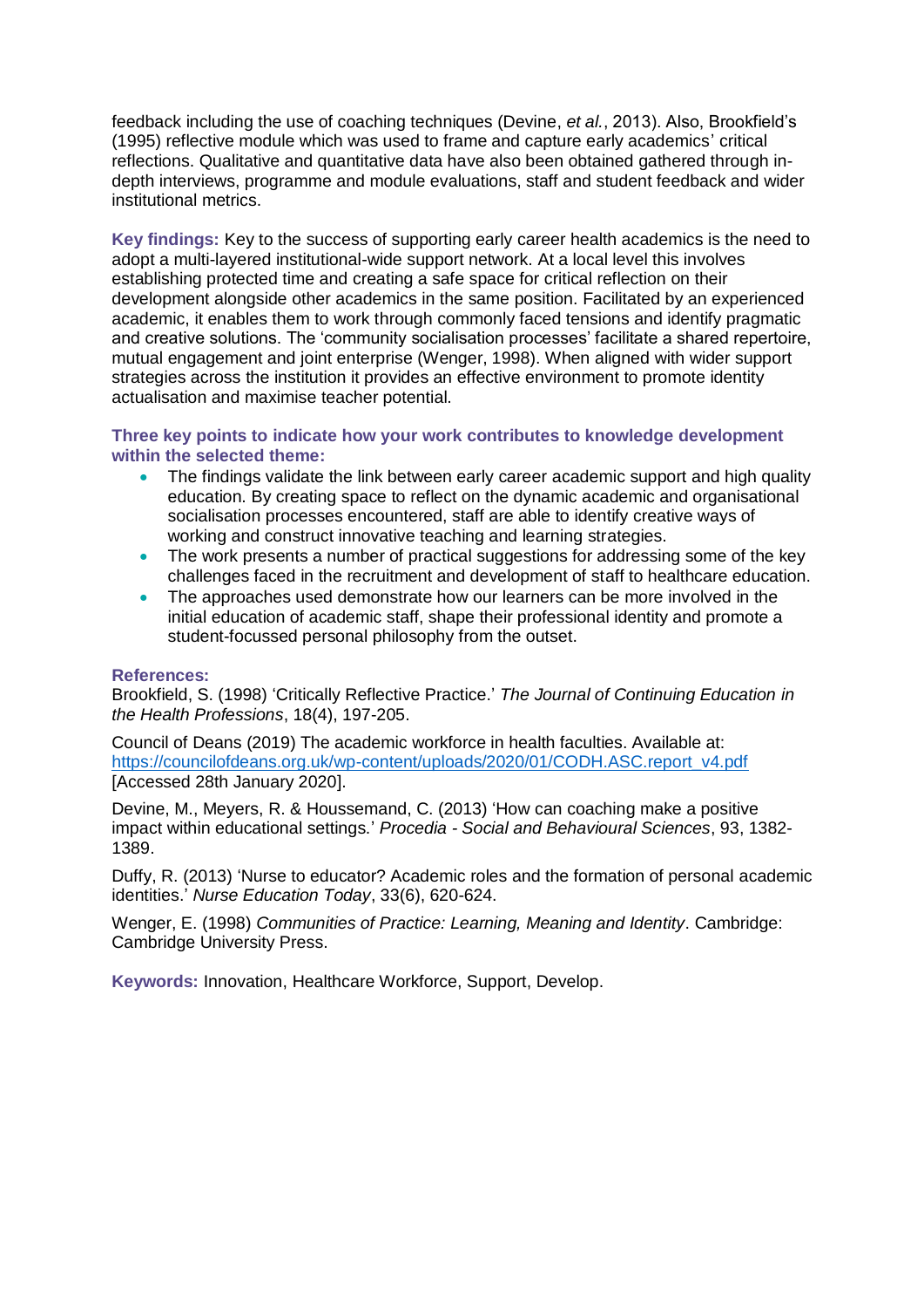feedback including the use of coaching techniques (Devine, *et al.*, 2013). Also, Brookfield's (1995) reflective module which was used to frame and capture early academics' critical reflections. Qualitative and quantitative data have also been obtained gathered through in-depth interviews, programme and module evaluations, staff and student feedback and wider institutional metrics.

**Key findings:** Key to the success of supporting early career health academics is the need to adopt a multi-layered institutional-wide support network. At a local level this involves establishing protected time and creating a safe space for critical reflection on their development alongside other academics in the same position. Facilitated by an experienced academic, it enables them to work through commonly faced tensions and identify pragmatic and creative solutions. The 'community socialisation processes' facilitate a shared repertoire, mutual engagement and joint enterprise (Wenger, 1998). When aligned with wider support strategies across the institution it provides an effective environment to promote identity actualisation and maximise teacher potential.

**Three key points to indicate how your work contributes to knowledge development within the selected theme:**

- The findings validate the link between early career academic support and high quality education. By creating space to reflect on the dynamic academic and organisational socialisation processes encountered, staff are able to identify creative ways of working and construct innovative teaching and learning strategies.
- The work presents a number of practical suggestions for addressing some of the key challenges faced in the recruitment and development of staff to healthcare education.
- The approaches used demonstrate how our learners can be more involved in the initial education of academic staff, shape their professional identity and promote a student-focussed personal philosophy from the outset.

**References:**

Brookfield, S. (1998) 'Critically Reflective Practice.' *The Journal of Continuing Education in the Health Professions*, 18(4), 197-205.

Council of Deans (2019) The academic workforce in health faculties. Available at: https://councilofdeans.org.uk/wp-content/uploads/2020/01/CODH.ASC.report_v4.pdf [Accessed 28th January 2020].

Devine, M., Meyers, R. & Houssemand, C. (2013) 'How can coaching make a positive impact within educational settings.' *Procedia - Social and Behavioural Sciences*, 93, 1382-1389.

Duffy, R. (2013) 'Nurse to educator? Academic roles and the formation of personal academic identities.' *Nurse Education Today*, 33(6), 620-624.

Wenger, E. (1998) *Communities of Practice: Learning, Meaning and Identity*. Cambridge: Cambridge University Press.

**Keywords:** Innovation, Healthcare Workforce, Support, Develop.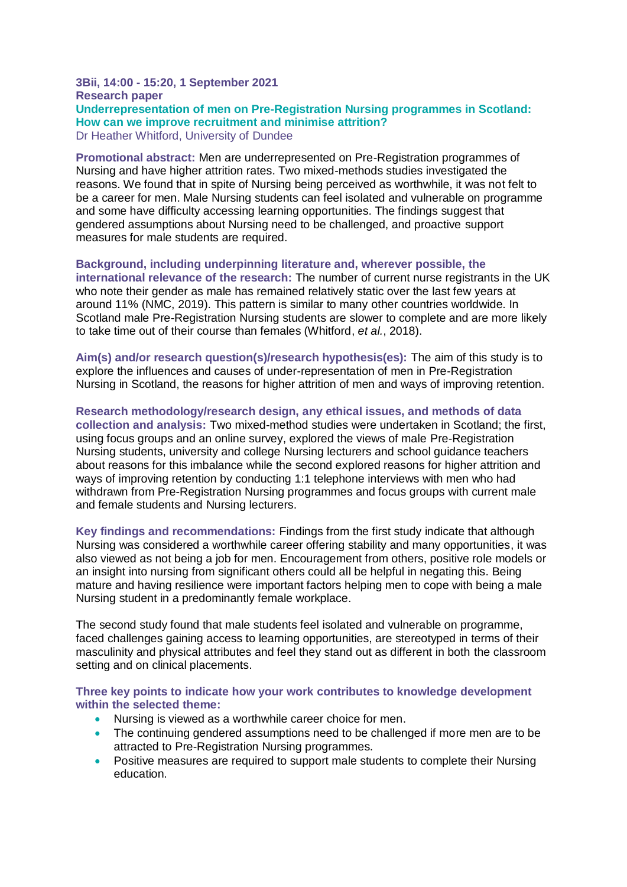**3Bii, 14:00 - 15:20, 1 September 2021**
**Research paper**

### Underrepresentation of men on Pre-Registration Nursing programmes in Scotland: How can we improve recruitment and minimise attrition?

Dr Heather Whitford, University of Dundee

**Promotional abstract:** Men are underrepresented on Pre-Registration programmes of Nursing and have higher attrition rates. Two mixed-methods studies investigated the reasons. We found that in spite of Nursing being perceived as worthwhile, it was not felt to be a career for men. Male Nursing students can feel isolated and vulnerable on programme and some have difficulty accessing learning opportunities. The findings suggest that gendered assumptions about Nursing need to be challenged, and proactive support measures for male students are required.

**Background, including underpinning literature and, wherever possible, the international relevance of the research:** The number of current nurse registrants in the UK who note their gender as male has remained relatively static over the last few years at around 11% (NMC, 2019). This pattern is similar to many other countries worldwide. In Scotland male Pre-Registration Nursing students are slower to complete and are more likely to take time out of their course than females (Whitford, *et al.*, 2018).

**Aim(s) and/or research question(s)/research hypothesis(es):** The aim of this study is to explore the influences and causes of under-representation of men in Pre-Registration Nursing in Scotland, the reasons for higher attrition of men and ways of improving retention.

**Research methodology/research design, any ethical issues, and methods of data collection and analysis:** Two mixed-method studies were undertaken in Scotland; the first, using focus groups and an online survey, explored the views of male Pre-Registration Nursing students, university and college Nursing lecturers and school guidance teachers about reasons for this imbalance while the second explored reasons for higher attrition and ways of improving retention by conducting 1:1 telephone interviews with men who had withdrawn from Pre-Registration Nursing programmes and focus groups with current male and female students and Nursing lecturers.

**Key findings and recommendations:** Findings from the first study indicate that although Nursing was considered a worthwhile career offering stability and many opportunities, it was also viewed as not being a job for men. Encouragement from others, positive role models or an insight into nursing from significant others could all be helpful in negating this. Being mature and having resilience were important factors helping men to cope with being a male Nursing student in a predominantly female workplace.

The second study found that male students feel isolated and vulnerable on programme, faced challenges gaining access to learning opportunities, are stereotyped in terms of their masculinity and physical attributes and feel they stand out as different in both the classroom setting and on clinical placements.

**Three key points to indicate how your work contributes to knowledge development within the selected theme:**

- Nursing is viewed as a worthwhile career choice for men.
- The continuing gendered assumptions need to be challenged if more men are to be attracted to Pre-Registration Nursing programmes.
- Positive measures are required to support male students to complete their Nursing education.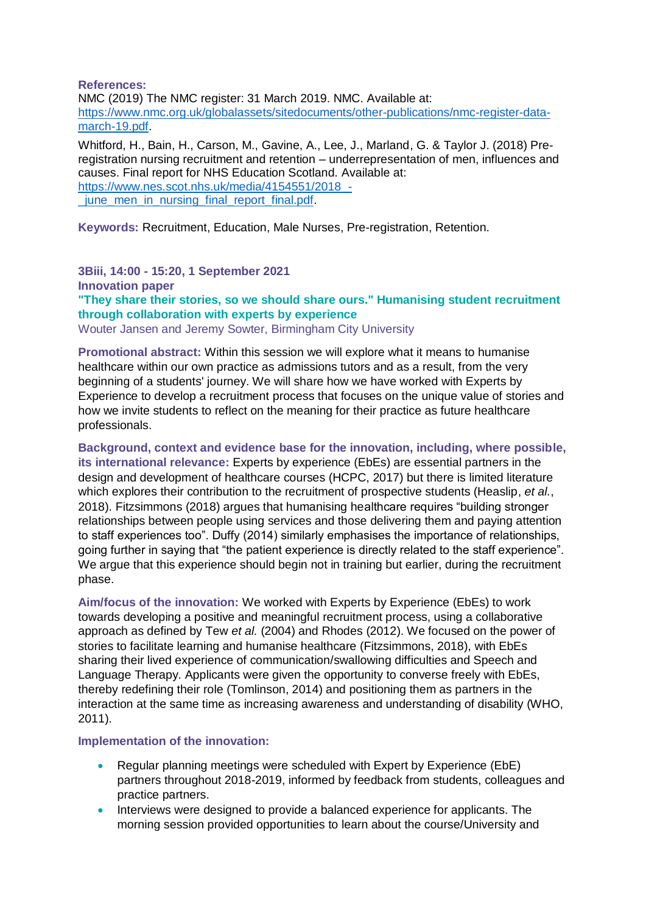**References:**

NMC (2019) The NMC register: 31 March 2019. NMC. Available at: https://www.nmc.org.uk/globalassets/sitedocuments/other-publications/nmc-register-data-march-19.pdf.

Whitford, H., Bain, H., Carson, M., Gavine, A., Lee, J., Marland, G. & Taylor J. (2018) Pre-registration nursing recruitment and retention – underrepresentation of men, influences and causes. Final report for NHS Education Scotland. Available at: https://www.nes.scot.nhs.uk/media/4154551/2018_-_june_men_in_nursing_final_report_final.pdf.

**Keywords:** Recruitment, Education, Male Nurses, Pre-registration, Retention.

**3Biii, 14:00 - 15:20, 1 September 2021**

**Innovation paper**

## "They share their stories, so we should share ours." Humanising student recruitment through collaboration with experts by experience

Wouter Jansen and Jeremy Sowter, Birmingham City University

**Promotional abstract:** Within this session we will explore what it means to humanise healthcare within our own practice as admissions tutors and as a result, from the very beginning of a students' journey. We will share how we have worked with Experts by Experience to develop a recruitment process that focuses on the unique value of stories and how we invite students to reflect on the meaning for their practice as future healthcare professionals.

**Background, context and evidence base for the innovation, including, where possible, its international relevance:** Experts by experience (EbEs) are essential partners in the design and development of healthcare courses (HCPC, 2017) but there is limited literature which explores their contribution to the recruitment of prospective students (Heaslip, *et al.*, 2018). Fitzsimmons (2018) argues that humanising healthcare requires "building stronger relationships between people using services and those delivering them and paying attention to staff experiences too". Duffy (2014) similarly emphasises the importance of relationships, going further in saying that "the patient experience is directly related to the staff experience". We argue that this experience should begin not in training but earlier, during the recruitment phase.

**Aim/focus of the innovation:** We worked with Experts by Experience (EbEs) to work towards developing a positive and meaningful recruitment process, using a collaborative approach as defined by Tew *et al.* (2004) and Rhodes (2012). We focused on the power of stories to facilitate learning and humanise healthcare (Fitzsimmons, 2018), with EbEs sharing their lived experience of communication/swallowing difficulties and Speech and Language Therapy. Applicants were given the opportunity to converse freely with EbEs, thereby redefining their role (Tomlinson, 2014) and positioning them as partners in the interaction at the same time as increasing awareness and understanding of disability (WHO, 2011).

**Implementation of the innovation:**

- Regular planning meetings were scheduled with Expert by Experience (EbE) partners throughout 2018-2019, informed by feedback from students, colleagues and practice partners.
- Interviews were designed to provide a balanced experience for applicants. The morning session provided opportunities to learn about the course/University and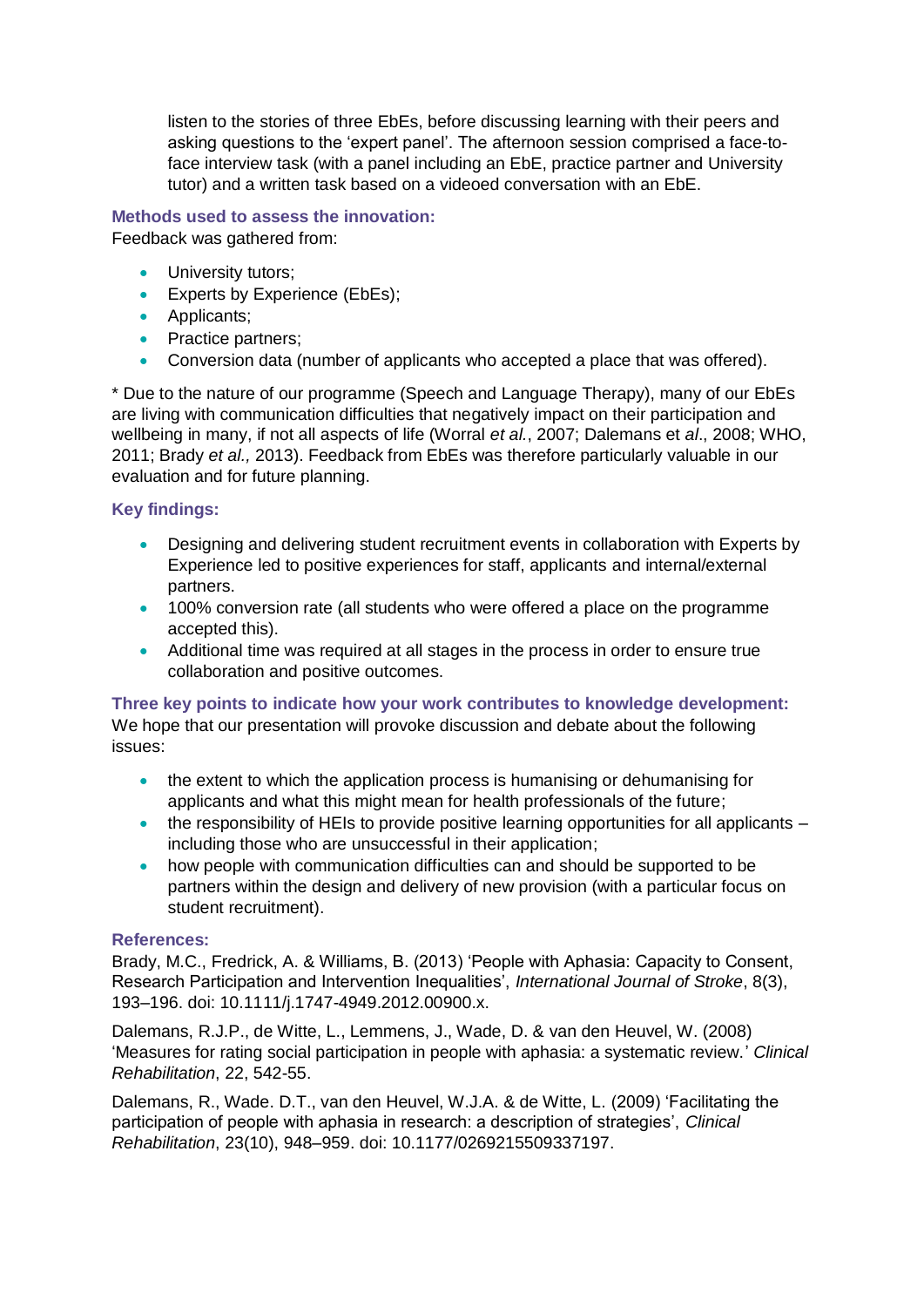listen to the stories of three EbEs, before discussing learning with their peers and asking questions to the 'expert panel'. The afternoon session comprised a face-to-face interview task (with a panel including an EbE, practice partner and University tutor) and a written task based on a videoed conversation with an EbE.

### Methods used to assess the innovation:

Feedback was gathered from:

- University tutors;
- Experts by Experience (EbEs);
- Applicants;
- Practice partners;
- Conversion data (number of applicants who accepted a place that was offered).

* Due to the nature of our programme (Speech and Language Therapy), many of our EbEs are living with communication difficulties that negatively impact on their participation and wellbeing in many, if not all aspects of life (Worral *et al.*, 2007; Dalemans et *al*., 2008; WHO, 2011; Brady *et al.,* 2013). Feedback from EbEs was therefore particularly valuable in our evaluation and for future planning.

### Key findings:

- Designing and delivering student recruitment events in collaboration with Experts by Experience led to positive experiences for staff, applicants and internal/external partners.
- 100% conversion rate (all students who were offered a place on the programme accepted this).
- Additional time was required at all stages in the process in order to ensure true collaboration and positive outcomes.

### Three key points to indicate how your work contributes to knowledge development:

We hope that our presentation will provoke discussion and debate about the following issues:

- the extent to which the application process is humanising or dehumanising for applicants and what this might mean for health professionals of the future;
- the responsibility of HEIs to provide positive learning opportunities for all applicants – including those who are unsuccessful in their application;
- how people with communication difficulties can and should be supported to be partners within the design and delivery of new provision (with a particular focus on student recruitment).

### References:

Brady, M.C., Fredrick, A. & Williams, B. (2013) 'People with Aphasia: Capacity to Consent, Research Participation and Intervention Inequalities', *International Journal of Stroke*, 8(3), 193–196. doi: 10.1111/j.1747-4949.2012.00900.x.

Dalemans, R.J.P., de Witte, L., Lemmens, J., Wade, D. & van den Heuvel, W. (2008) 'Measures for rating social participation in people with aphasia: a systematic review.' *Clinical Rehabilitation*, 22, 542-55.

Dalemans, R., Wade. D.T., van den Heuvel, W.J.A. & de Witte, L. (2009) 'Facilitating the participation of people with aphasia in research: a description of strategies', *Clinical Rehabilitation*, 23(10), 948–959. doi: 10.1177/0269215509337197.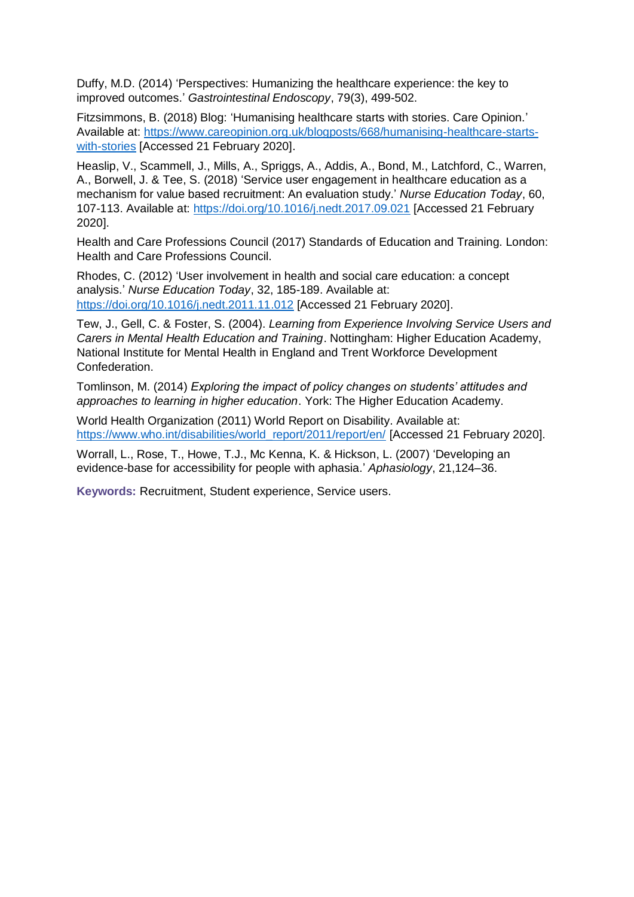Duffy, M.D. (2014) 'Perspectives: Humanizing the healthcare experience: the key to improved outcomes.' *Gastrointestinal Endoscopy*, 79(3), 499-502.

Fitzsimmons, B. (2018) Blog: 'Humanising healthcare starts with stories. Care Opinion.' Available at: [https://www.careopinion.org.uk/blogposts/668/humanising-healthcare-starts-with-stories](https://www.careopinion.org.uk/blogposts/668/humanising-healthcare-starts-with-stories) [Accessed 21 February 2020].

Heaslip, V., Scammell, J., Mills, A., Spriggs, A., Addis, A., Bond, M., Latchford, C., Warren, A., Borwell, J. & Tee, S. (2018) 'Service user engagement in healthcare education as a mechanism for value based recruitment: An evaluation study.' *Nurse Education Today*, 60, 107-113. Available at: [https://doi.org/10.1016/j.nedt.2017.09.021](https://doi.org/10.1016/j.nedt.2017.09.021) [Accessed 21 February 2020].

Health and Care Professions Council (2017) Standards of Education and Training. London: Health and Care Professions Council.

Rhodes, C. (2012) 'User involvement in health and social care education: a concept analysis.' *Nurse Education Today*, 32, 185-189. Available at: [https://doi.org/10.1016/j.nedt.2011.11.012](https://doi.org/10.1016/j.nedt.2011.11.012) [Accessed 21 February 2020].

Tew, J., Gell, C. & Foster, S. (2004). *Learning from Experience Involving Service Users and Carers in Mental Health Education and Training*. Nottingham: Higher Education Academy, National Institute for Mental Health in England and Trent Workforce Development Confederation.

Tomlinson, M. (2014) *Exploring the impact of policy changes on students' attitudes and approaches to learning in higher education*. York: The Higher Education Academy.

World Health Organization (2011) World Report on Disability. Available at: [https://www.who.int/disabilities/world_report/2011/report/en/](https://www.who.int/disabilities/world_report/2011/report/en/) [Accessed 21 February 2020].

Worrall, L., Rose, T., Howe, T.J., Mc Kenna, K. & Hickson, L. (2007) 'Developing an evidence-base for accessibility for people with aphasia.' *Aphasiology*, 21,124–36.

**Keywords:** Recruitment, Student experience, Service users.